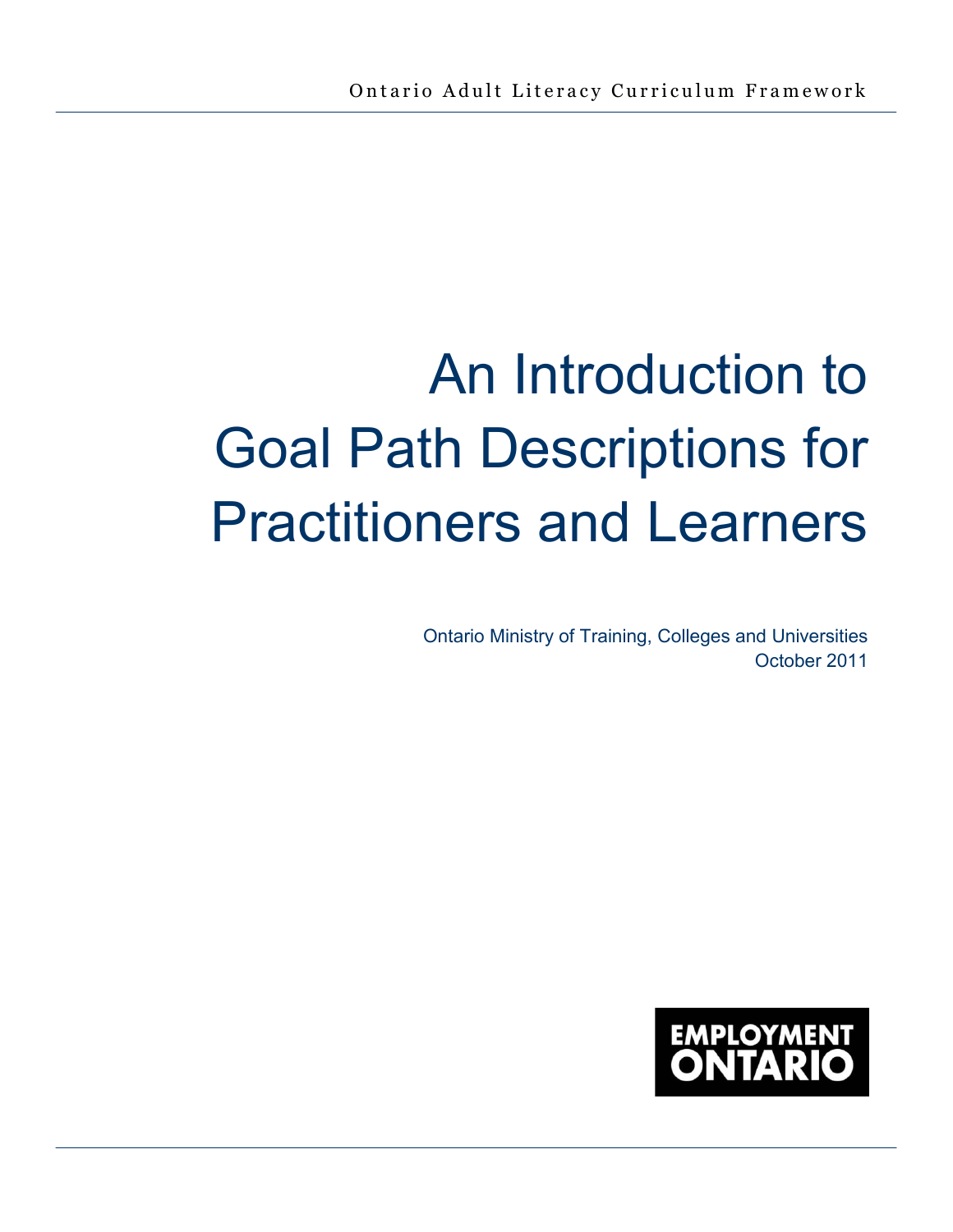Ontario Adult Literacy Curriculum Framework

# An Introduction to Goal Path Descriptions for Practitioners and Learners

Ontario Ministry of Training, Colleges and Universities
October 2011

EMPLOYMENT ONTARIO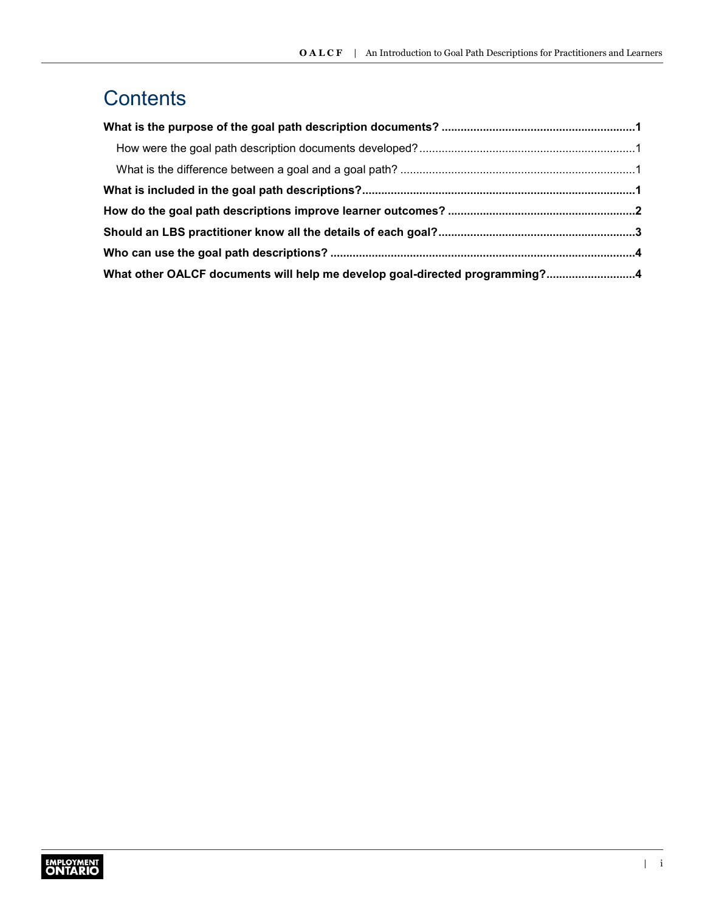# Contents

**What is the purpose of the goal path description documents? ............................................................1**

How were the goal path description documents developed?...................................................................1

What is the difference between a goal and a goal path? .........................................................................1

**What is included in the goal path descriptions?.....................................................................................1**

**How do the goal path descriptions improve learner outcomes? ..........................................................2**

**Should an LBS practitioner know all the details of each goal?.............................................................3**

**Who can use the goal path descriptions? ...............................................................................................4**

**What other OALCF documents will help me develop goal-directed programming?...........................4**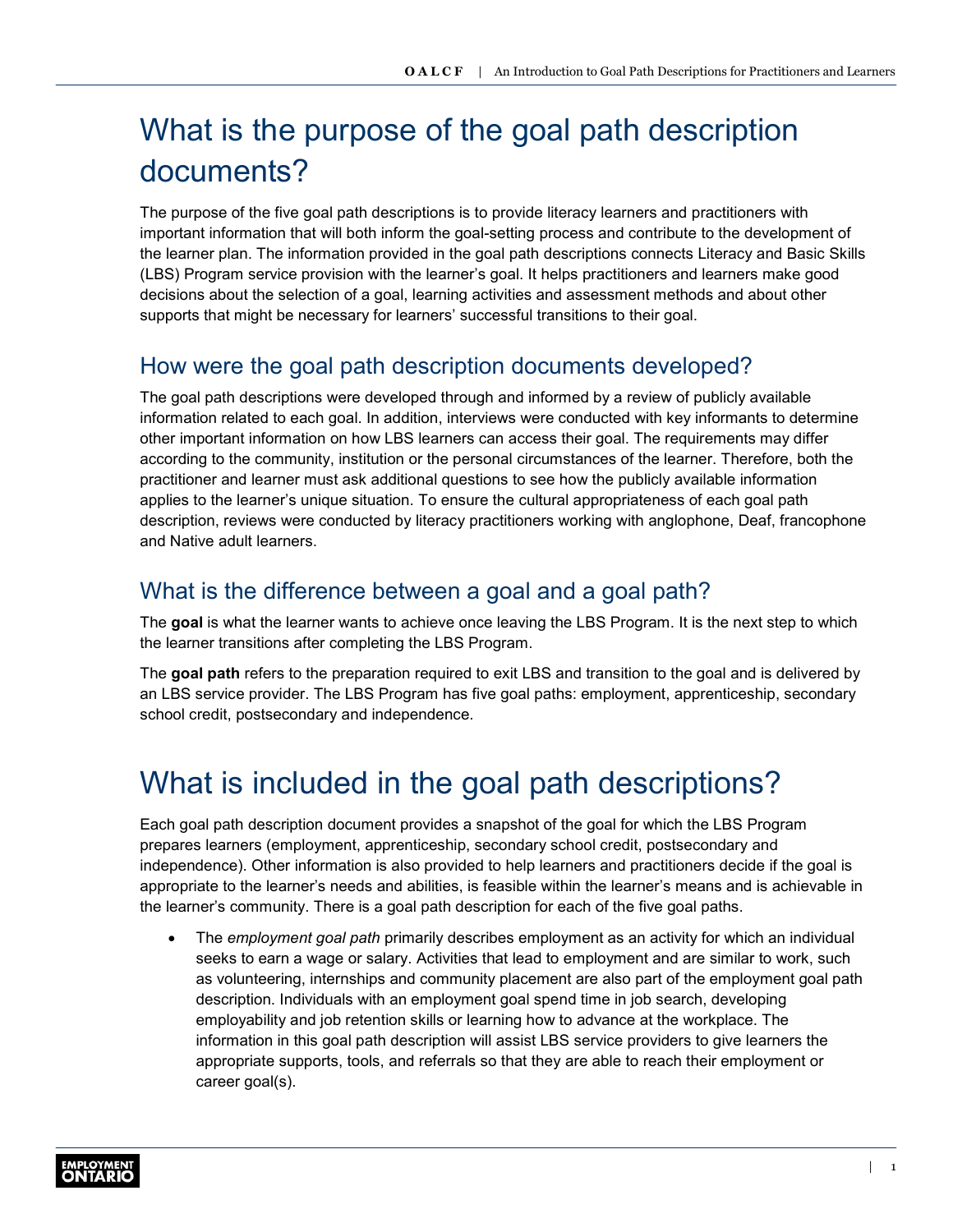# What is the purpose of the goal path description documents?

The purpose of the five goal path descriptions is to provide literacy learners and practitioners with important information that will both inform the goal-setting process and contribute to the development of the learner plan. The information provided in the goal path descriptions connects Literacy and Basic Skills (LBS) Program service provision with the learner's goal. It helps practitioners and learners make good decisions about the selection of a goal, learning activities and assessment methods and about other supports that might be necessary for learners' successful transitions to their goal.

## How were the goal path description documents developed?

The goal path descriptions were developed through and informed by a review of publicly available information related to each goal. In addition, interviews were conducted with key informants to determine other important information on how LBS learners can access their goal. The requirements may differ according to the community, institution or the personal circumstances of the learner. Therefore, both the practitioner and learner must ask additional questions to see how the publicly available information applies to the learner's unique situation. To ensure the cultural appropriateness of each goal path description, reviews were conducted by literacy practitioners working with anglophone, Deaf, francophone and Native adult learners.

## What is the difference between a goal and a goal path?

The **goal** is what the learner wants to achieve once leaving the LBS Program. It is the next step to which the learner transitions after completing the LBS Program.

The **goal path** refers to the preparation required to exit LBS and transition to the goal and is delivered by an LBS service provider. The LBS Program has five goal paths: employment, apprenticeship, secondary school credit, postsecondary and independence.

# What is included in the goal path descriptions?

Each goal path description document provides a snapshot of the goal for which the LBS Program prepares learners (employment, apprenticeship, secondary school credit, postsecondary and independence). Other information is also provided to help learners and practitioners decide if the goal is appropriate to the learner's needs and abilities, is feasible within the learner's means and is achievable in the learner's community. There is a goal path description for each of the five goal paths.

- The *employment goal path* primarily describes employment as an activity for which an individual seeks to earn a wage or salary. Activities that lead to employment and are similar to work, such as volunteering, internships and community placement are also part of the employment goal path description. Individuals with an employment goal spend time in job search, developing employability and job retention skills or learning how to advance at the workplace. The information in this goal path description will assist LBS service providers to give learners the appropriate supports, tools, and referrals so that they are able to reach their employment or career goal(s).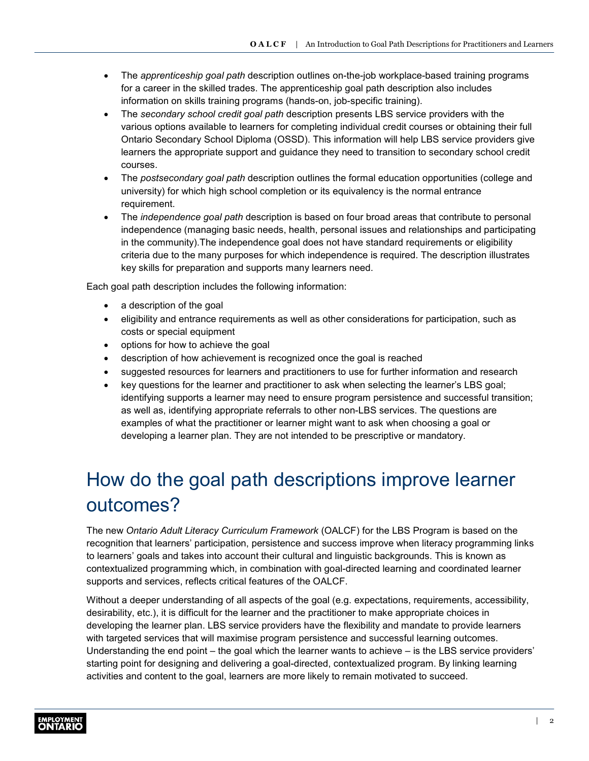- The *apprenticeship goal path* description outlines on-the-job workplace-based training programs for a career in the skilled trades. The apprenticeship goal path description also includes information on skills training programs (hands-on, job-specific training).
- The *secondary school credit goal path* description presents LBS service providers with the various options available to learners for completing individual credit courses or obtaining their full Ontario Secondary School Diploma (OSSD). This information will help LBS service providers give learners the appropriate support and guidance they need to transition to secondary school credit courses.
- The *postsecondary goal path* description outlines the formal education opportunities (college and university) for which high school completion or its equivalency is the normal entrance requirement.
- The *independence goal path* description is based on four broad areas that contribute to personal independence (managing basic needs, health, personal issues and relationships and participating in the community).The independence goal does not have standard requirements or eligibility criteria due to the many purposes for which independence is required. The description illustrates key skills for preparation and supports many learners need.

Each goal path description includes the following information:

- a description of the goal
- eligibility and entrance requirements as well as other considerations for participation, such as costs or special equipment
- options for how to achieve the goal
- description of how achievement is recognized once the goal is reached
- suggested resources for learners and practitioners to use for further information and research
- key questions for the learner and practitioner to ask when selecting the learner's LBS goal; identifying supports a learner may need to ensure program persistence and successful transition; as well as, identifying appropriate referrals to other non-LBS services. The questions are examples of what the practitioner or learner might want to ask when choosing a goal or developing a learner plan. They are not intended to be prescriptive or mandatory.

# How do the goal path descriptions improve learner outcomes?

The new *Ontario Adult Literacy Curriculum Framework* (OALCF) for the LBS Program is based on the recognition that learners' participation, persistence and success improve when literacy programming links to learners' goals and takes into account their cultural and linguistic backgrounds. This is known as contextualized programming which, in combination with goal-directed learning and coordinated learner supports and services, reflects critical features of the OALCF.

Without a deeper understanding of all aspects of the goal (e.g. expectations, requirements, accessibility, desirability, etc.), it is difficult for the learner and the practitioner to make appropriate choices in developing the learner plan. LBS service providers have the flexibility and mandate to provide learners with targeted services that will maximise program persistence and successful learning outcomes. Understanding the end point – the goal which the learner wants to achieve – is the LBS service providers' starting point for designing and delivering a goal-directed, contextualized program. By linking learning activities and content to the goal, learners are more likely to remain motivated to succeed.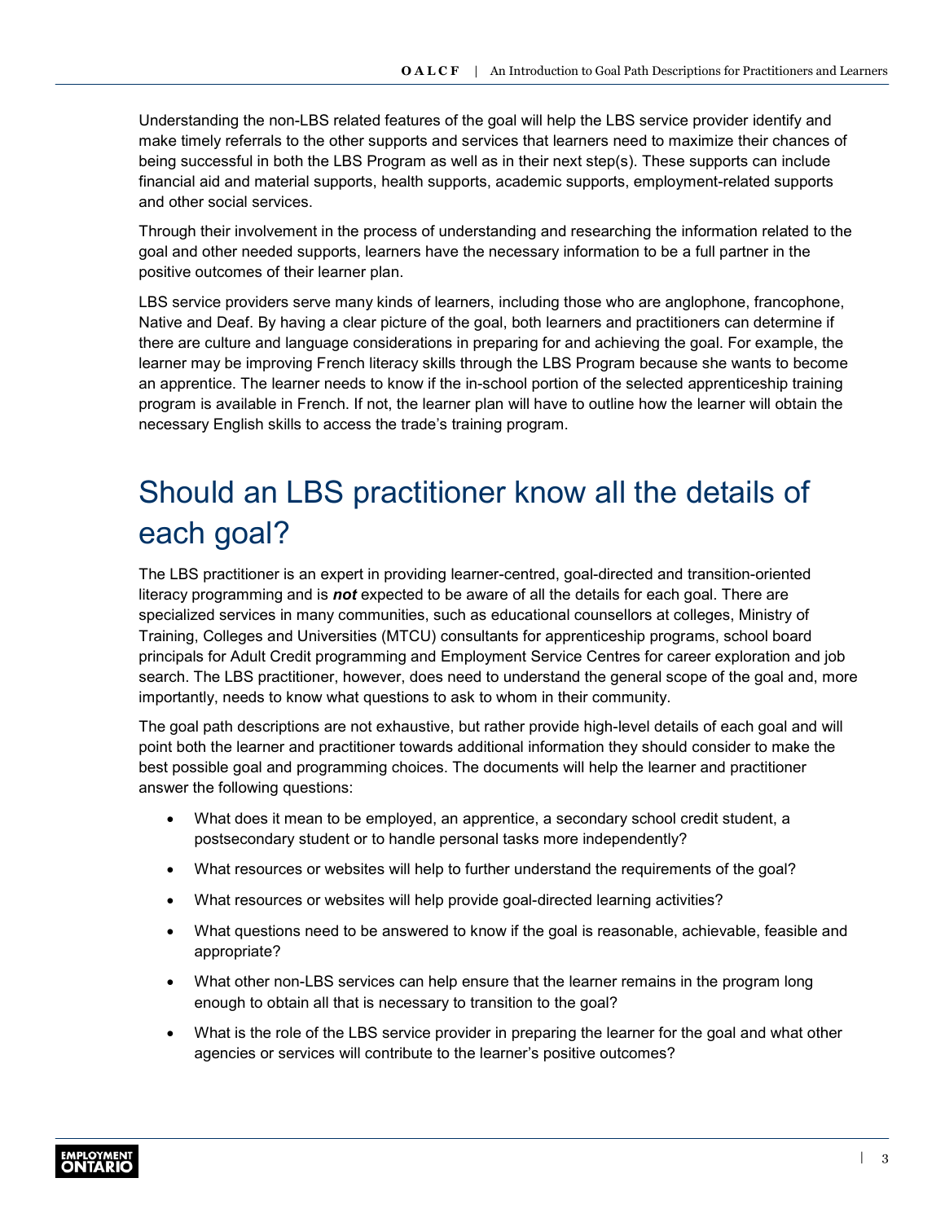Understanding the non-LBS related features of the goal will help the LBS service provider identify and make timely referrals to the other supports and services that learners need to maximize their chances of being successful in both the LBS Program as well as in their next step(s). These supports can include financial aid and material supports, health supports, academic supports, employment-related supports and other social services.

Through their involvement in the process of understanding and researching the information related to the goal and other needed supports, learners have the necessary information to be a full partner in the positive outcomes of their learner plan.

LBS service providers serve many kinds of learners, including those who are anglophone, francophone, Native and Deaf. By having a clear picture of the goal, both learners and practitioners can determine if there are culture and language considerations in preparing for and achieving the goal. For example, the learner may be improving French literacy skills through the LBS Program because she wants to become an apprentice. The learner needs to know if the in-school portion of the selected apprenticeship training program is available in French. If not, the learner plan will have to outline how the learner will obtain the necessary English skills to access the trade's training program.

# Should an LBS practitioner know all the details of each goal?

The LBS practitioner is an expert in providing learner-centred, goal-directed and transition-oriented literacy programming and is ***not*** expected to be aware of all the details for each goal. There are specialized services in many communities, such as educational counsellors at colleges, Ministry of Training, Colleges and Universities (MTCU) consultants for apprenticeship programs, school board principals for Adult Credit programming and Employment Service Centres for career exploration and job search. The LBS practitioner, however, does need to understand the general scope of the goal and, more importantly, needs to know what questions to ask to whom in their community.

The goal path descriptions are not exhaustive, but rather provide high-level details of each goal and will point both the learner and practitioner towards additional information they should consider to make the best possible goal and programming choices. The documents will help the learner and practitioner answer the following questions:

- What does it mean to be employed, an apprentice, a secondary school credit student, a postsecondary student or to handle personal tasks more independently?
- What resources or websites will help to further understand the requirements of the goal?
- What resources or websites will help provide goal-directed learning activities?
- What questions need to be answered to know if the goal is reasonable, achievable, feasible and appropriate?
- What other non-LBS services can help ensure that the learner remains in the program long enough to obtain all that is necessary to transition to the goal?
- What is the role of the LBS service provider in preparing the learner for the goal and what other agencies or services will contribute to the learner's positive outcomes?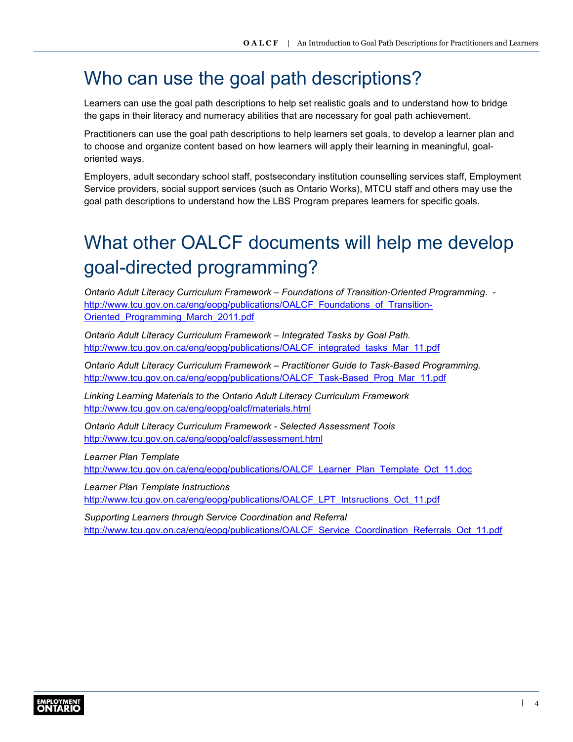# Who can use the goal path descriptions?

Learners can use the goal path descriptions to help set realistic goals and to understand how to bridge the gaps in their literacy and numeracy abilities that are necessary for goal path achievement.

Practitioners can use the goal path descriptions to help learners set goals, to develop a learner plan and to choose and organize content based on how learners will apply their learning in meaningful, goal-oriented ways.

Employers, adult secondary school staff, postsecondary institution counselling services staff, Employment Service providers, social support services (such as Ontario Works), MTCU staff and others may use the goal path descriptions to understand how the LBS Program prepares learners for specific goals.

# What other OALCF documents will help me develop goal-directed programming?

*Ontario Adult Literacy Curriculum Framework – Foundations of Transition-Oriented Programming.* - http://www.tcu.gov.on.ca/eng/eopg/publications/OALCF_Foundations_of_Transition-Oriented_Programming_March_2011.pdf

*Ontario Adult Literacy Curriculum Framework – Integrated Tasks by Goal Path.*
http://www.tcu.gov.on.ca/eng/eopg/publications/OALCF_integrated_tasks_Mar_11.pdf

*Ontario Adult Literacy Curriculum Framework – Practitioner Guide to Task-Based Programming.*
http://www.tcu.gov.on.ca/eng/eopg/publications/OALCF_Task-Based_Prog_Mar_11.pdf

*Linking Learning Materials to the Ontario Adult Literacy Curriculum Framework*
http://www.tcu.gov.on.ca/eng/eopg/oalcf/materials.html

*Ontario Adult Literacy Curriculum Framework - Selected Assessment Tools*
http://www.tcu.gov.on.ca/eng/eopg/oalcf/assessment.html

*Learner Plan Template*
http://www.tcu.gov.on.ca/eng/eopg/publications/OALCF_Learner_Plan_Template_Oct_11.doc

*Learner Plan Template Instructions*
http://www.tcu.gov.on.ca/eng/eopg/publications/OALCF_LPT_Intsructions_Oct_11.pdf

*Supporting Learners through Service Coordination and Referral*
http://www.tcu.gov.on.ca/eng/eopg/publications/OALCF_Service_Coordination_Referrals_Oct_11.pdf